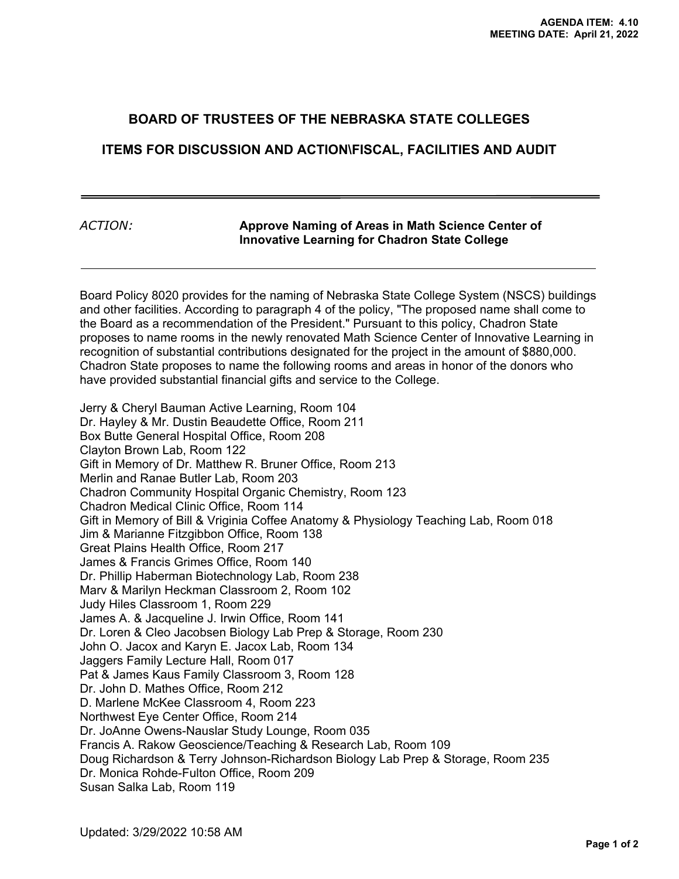AGENDA ITEM: 4.10
MEETING DATE: April 21, 2022

# BOARD OF TRUSTEES OF THE NEBRASKA STATE COLLEGES

## ITEMS FOR DISCUSSION AND ACTION\FISCAL, FACILITIES AND AUDIT

---

*ACTION:* **Approve Naming of Areas in Math Science Center of Innovative Learning for Chadron State College**

---

Board Policy 8020 provides for the naming of Nebraska State College System (NSCS) buildings and other facilities. According to paragraph 4 of the policy, "The proposed name shall come to the Board as a recommendation of the President." Pursuant to this policy, Chadron State proposes to name rooms in the newly renovated Math Science Center of Innovative Learning in recognition of substantial contributions designated for the project in the amount of $880,000. Chadron State proposes to name the following rooms and areas in honor of the donors who have provided substantial financial gifts and service to the College.

Jerry & Cheryl Bauman Active Learning, Room 104
Dr. Hayley & Mr. Dustin Beaudette Office, Room 211
Box Butte General Hospital Office, Room 208
Clayton Brown Lab, Room 122
Gift in Memory of Dr. Matthew R. Bruner Office, Room 213
Merlin and Ranae Butler Lab, Room 203
Chadron Community Hospital Organic Chemistry, Room 123
Chadron Medical Clinic Office, Room 114
Gift in Memory of Bill & Vriginia Coffee Anatomy & Physiology Teaching Lab, Room 018
Jim & Marianne Fitzgibbon Office, Room 138
Great Plains Health Office, Room 217
James & Francis Grimes Office, Room 140
Dr. Phillip Haberman Biotechnology Lab, Room 238
Marv & Marilyn Heckman Classroom 2, Room 102
Judy Hiles Classroom 1, Room 229
James A. & Jacqueline J. Irwin Office, Room 141
Dr. Loren & Cleo Jacobsen Biology Lab Prep & Storage, Room 230
John O. Jacox and Karyn E. Jacox Lab, Room 134
Jaggers Family Lecture Hall, Room 017
Pat & James Kaus Family Classroom 3, Room 128
Dr. John D. Mathes Office, Room 212
D. Marlene McKee Classroom 4, Room 223
Northwest Eye Center Office, Room 214
Dr. JoAnne Owens-Nauslar Study Lounge, Room 035
Francis A. Rakow Geoscience/Teaching & Research Lab, Room 109
Doug Richardson & Terry Johnson-Richardson Biology Lab Prep & Storage, Room 235
Dr. Monica Rohde-Fulton Office, Room 209
Susan Salka Lab, Room 119

Updated: 3/29/2022 10:58 AM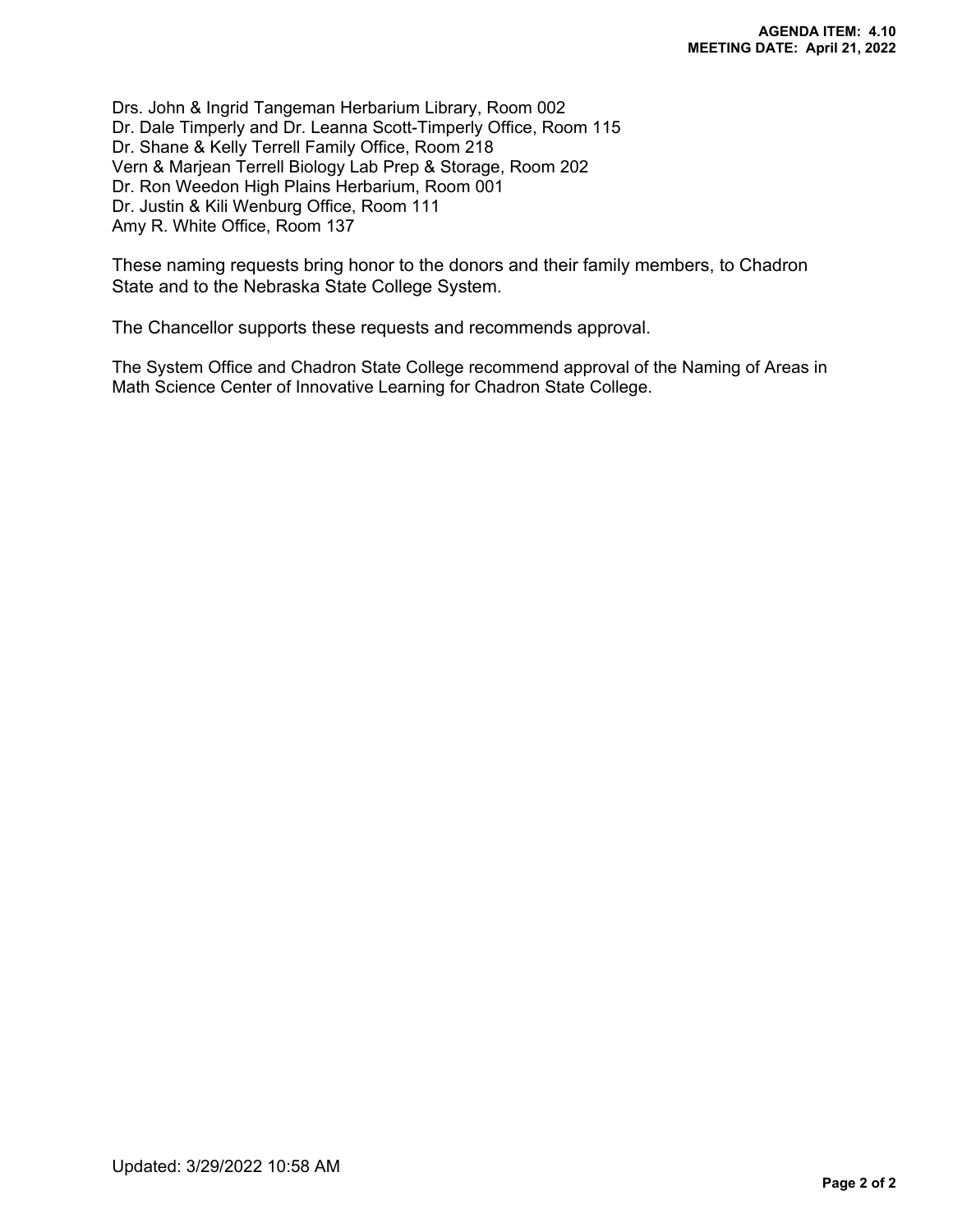Drs. John & Ingrid Tangeman Herbarium Library, Room 002
Dr. Dale Timperly and Dr. Leanna Scott-Timperly Office, Room 115
Dr. Shane & Kelly Terrell Family Office, Room 218
Vern & Marjean Terrell Biology Lab Prep & Storage, Room 202
Dr. Ron Weedon High Plains Herbarium, Room 001
Dr. Justin & Kili Wenburg Office, Room 111
Amy R. White Office, Room 137

These naming requests bring honor to the donors and their family members, to Chadron State and to the Nebraska State College System.

The Chancellor supports these requests and recommends approval.

The System Office and Chadron State College recommend approval of the Naming of Areas in Math Science Center of Innovative Learning for Chadron State College.

Updated: 3/29/2022 10:58 AM